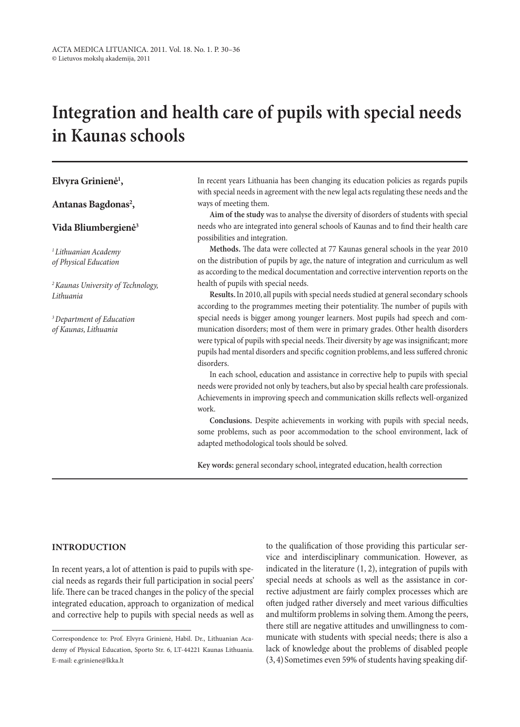# Integration and health care of pupils with special needs in Kaunas schools

**Elvyra Grinienė[1],**

**Antanas Bagdonas[2],**

**Vida Bliumbergienė[3]**

*[1] Lithuanian Academy of Physical Education*

*[2] Kaunas University of Technology, Lithuania*

*[3] Department of Education of Kaunas, Lithuania*

In recent years Lithuania has been changing its education policies as regards pupils with special needs in agreement with the new legal acts regulating these needs and the ways of meeting them.

**Aim of the study** was to analyse the diversity of disorders of students with special needs who are integrated into general schools of Kaunas and to find their health care possibilities and integration.

**Methods.** The data were collected at 77 Kaunas general schools in the year 2010 on the distribution of pupils by age, the nature of integration and curriculum as well as according to the medical documentation and corrective intervention reports on the health of pupils with special needs.

**Results.** In 2010, all pupils with special needs studied at general secondary schools according to the programmes meeting their potentiality. The number of pupils with special needs is bigger among younger learners. Most pupils had speech and communication disorders; most of them were in primary grades. Other health disorders were typical of pupils with special needs. Their diversity by age was insignificant; more pupils had mental disorders and specific cognition problems, and less suffered chronic disorders.

In each school, education and assistance in corrective help to pupils with special needs were provided not only by teachers, but also by special health care professionals. Achievements in improving speech and communication skills reflects well-organized work.

**Conclusions.** Despite achievements in working with pupils with special needs, some problems, such as poor accommodation to the school environment, lack of adapted methodological tools should be solved.

**Key words:** general secondary school, integrated education, health correction

## INTRODUCTION

In recent years, a lot of attention is paid to pupils with special needs as regards their full participation in social peers' life. There can be traced changes in the policy of the special integrated education, approach to organization of medical and corrective help to pupils with special needs as well as to the qualification of those providing this particular service and interdisciplinary communication. However, as indicated in the literature (1, 2), integration of pupils with special needs at schools as well as the assistance in corrective adjustment are fairly complex processes which are often judged rather diversely and meet various difficulties and multiform problems in solving them. Among the peers, there still are negative attitudes and unwillingness to communicate with students with special needs; there is also a lack of knowledge about the problems of disabled people (3, 4) Sometimes even 59% of students having speaking dif-

---

Correspondence to: Prof. Elvyra Grinienė, Habil. Dr., Lithuanian Academy of Physical Education, Sporto Str. 6, LT-44221 Kaunas Lithuania. E-mail: e.griniene@lkka.lt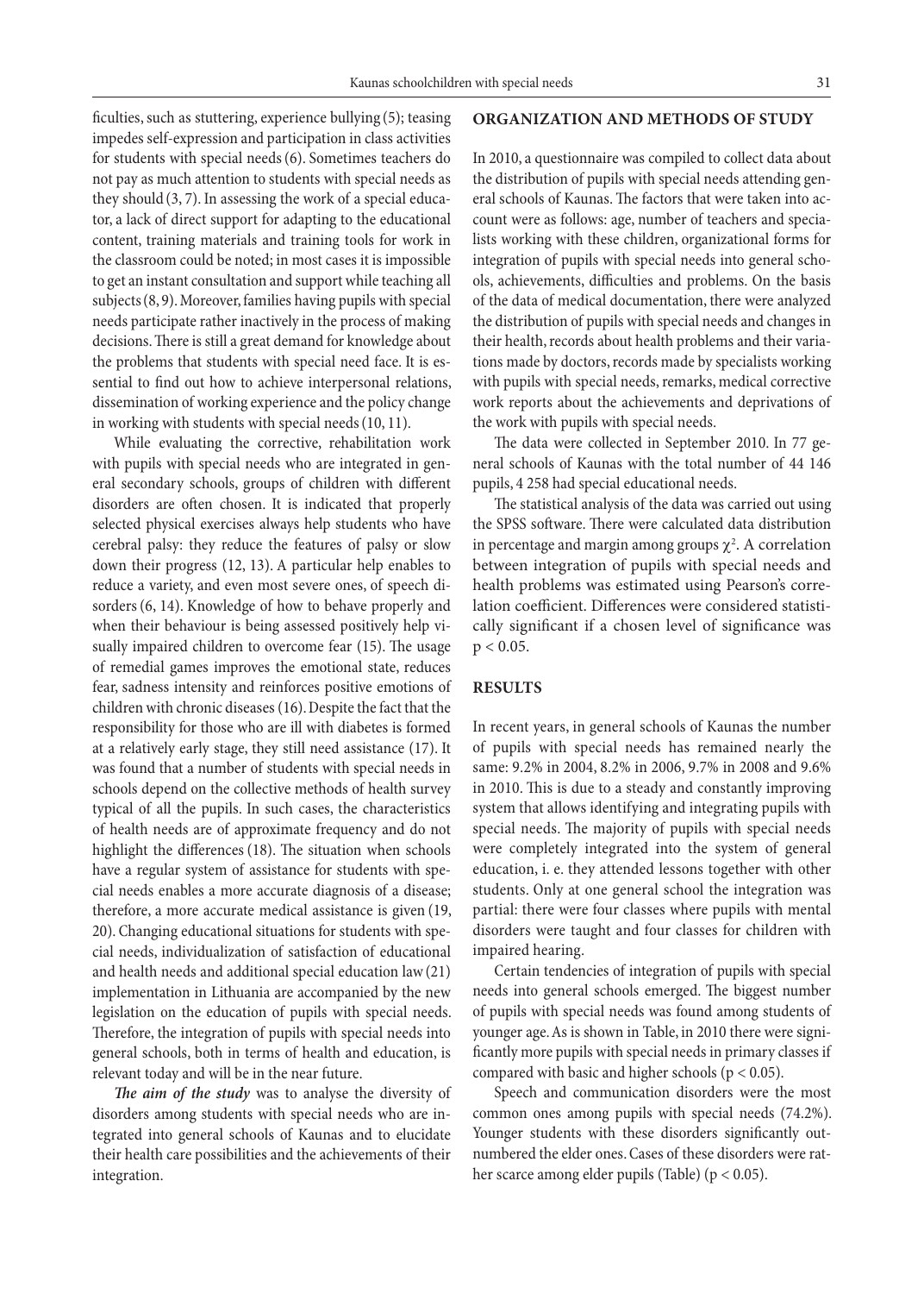ficulties, such as stuttering, experience bullying (5); teasing impedes self-expression and participation in class activities for students with special needs (6). Sometimes teachers do not pay as much attention to students with special needs as they should (3, 7). In assessing the work of a special educator, a lack of direct support for adapting to the educational content, training materials and training tools for work in the classroom could be noted; in most cases it is impossible to get an instant consultation and support while teaching all subjects (8, 9). Moreover, families having pupils with special needs participate rather inactively in the process of making decisions. There is still a great demand for knowledge about the problems that students with special need face. It is essential to find out how to achieve interpersonal relations, dissemination of working experience and the policy change in working with students with special needs (10, 11).

While evaluating the corrective, rehabilitation work with pupils with special needs who are integrated in general secondary schools, groups of children with different disorders are often chosen. It is indicated that properly selected physical exercises always help students who have cerebral palsy: they reduce the features of palsy or slow down their progress (12, 13). A particular help enables to reduce a variety, and even most severe ones, of speech disorders (6, 14). Knowledge of how to behave properly and when their behaviour is being assessed positively help visually impaired children to overcome fear (15). The usage of remedial games improves the emotional state, reduces fear, sadness intensity and reinforces positive emotions of children with chronic diseases (16). Despite the fact that the responsibility for those who are ill with diabetes is formed at a relatively early stage, they still need assistance (17). It was found that a number of students with special needs in schools depend on the collective methods of health survey typical of all the pupils. In such cases, the characteristics of health needs are of approximate frequency and do not highlight the differences (18). The situation when schools have a regular system of assistance for students with special needs enables a more accurate diagnosis of a disease; therefore, a more accurate medical assistance is given (19, 20). Changing educational situations for students with special needs, individualization of satisfaction of educational and health needs and additional special education law (21) implementation in Lithuania are accompanied by the new legislation on the education of pupils with special needs. Therefore, the integration of pupils with special needs into general schools, both in terms of health and education, is relevant today and will be in the near future.

***The aim of the study*** was to analyse the diversity of disorders among students with special needs who are integrated into general schools of Kaunas and to elucidate their health care possibilities and the achievements of their integration.

## ORGANIZATION AND METHODS OF STUDY

In 2010, a questionnaire was compiled to collect data about the distribution of pupils with special needs attending general schools of Kaunas. The factors that were taken into account were as follows: age, number of teachers and specialists working with these children, organizational forms for integration of pupils with special needs into general schools, achievements, difficulties and problems. On the basis of the data of medical documentation, there were analyzed the distribution of pupils with special needs and changes in their health, records about health problems and their variations made by doctors, records made by specialists working with pupils with special needs, remarks, medical corrective work reports about the achievements and deprivations of the work with pupils with special needs.

The data were collected in September 2010. In 77 general schools of Kaunas with the total number of 44 146 pupils, 4 258 had special educational needs.

The statistical analysis of the data was carried out using the SPSS software. There were calculated data distribution in percentage and margin among groups $\chi^2$. A correlation between integration of pupils with special needs and health problems was estimated using Pearson's correlation coefficient. Differences were considered statistically significant if a chosen level of significance was $p < 0.05$.

## RESULTS

In recent years, in general schools of Kaunas the number of pupils with special needs has remained nearly the same: 9.2% in 2004, 8.2% in 2006, 9.7% in 2008 and 9.6% in 2010. This is due to a steady and constantly improving system that allows identifying and integrating pupils with special needs. The majority of pupils with special needs were completely integrated into the system of general education, i. e. they attended lessons together with other students. Only at one general school the integration was partial: there were four classes where pupils with mental disorders were taught and four classes for children with impaired hearing.

Certain tendencies of integration of pupils with special needs into general schools emerged. The biggest number of pupils with special needs was found among students of younger age. As is shown in Table, in 2010 there were significantly more pupils with special needs in primary classes if compared with basic and higher schools ($p < 0.05$).

Speech and communication disorders were the most common ones among pupils with special needs (74.2%). Younger students with these disorders significantly outnumbered the elder ones. Cases of these disorders were rather scarce among elder pupils (Table) ($p < 0.05$).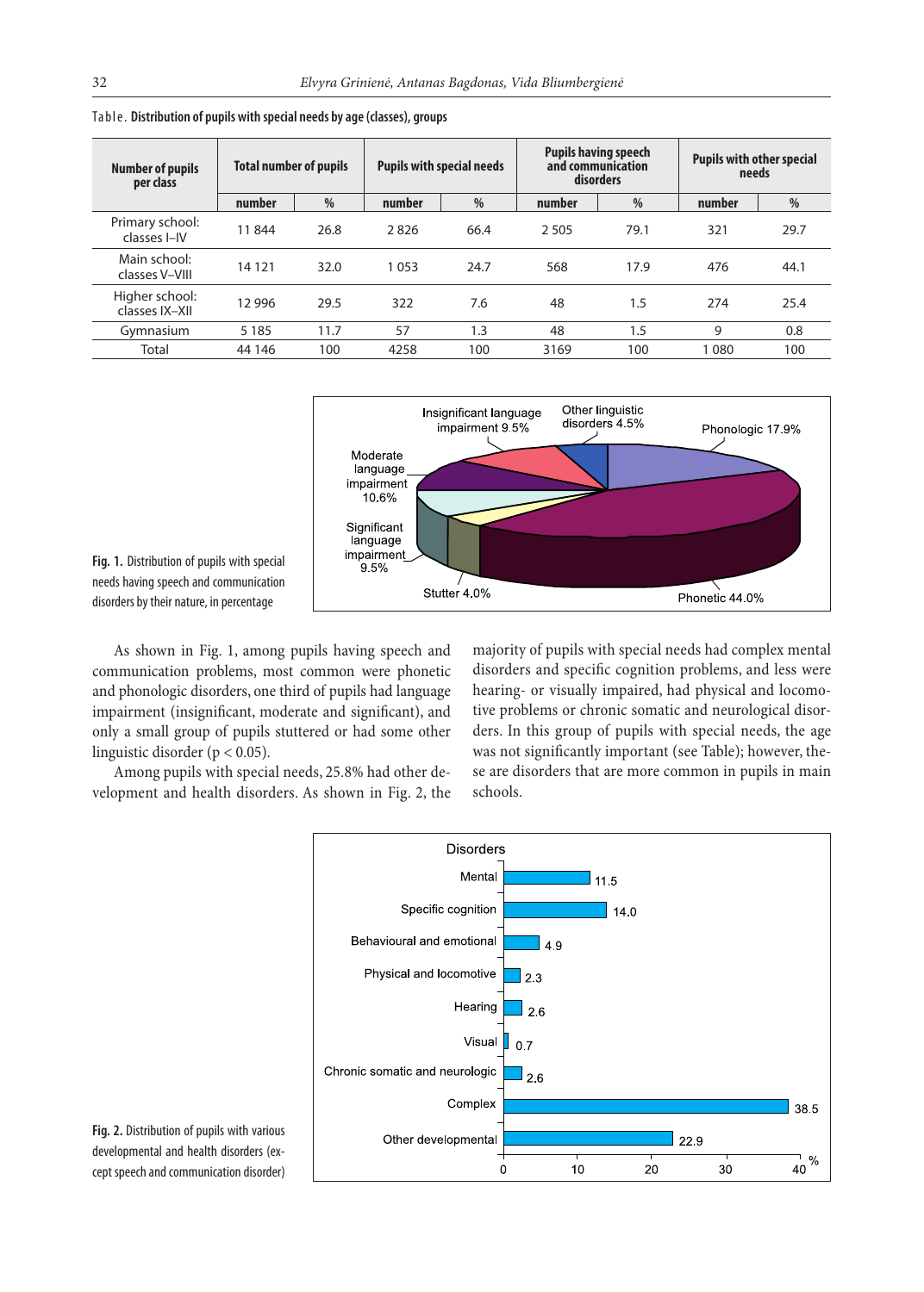Table. **Distribution of pupils with special needs by age (classes), groups**

| Number of pupils per class | Total number of pupils | | Pupils with special needs | | Pupils having speech and communication disorders | | Pupils with other special needs | |
|---|---|---|---|---|---|---|---|---|
| | number | % | number | % | number | % | number | % |
| Primary school: classes I–IV | 11 844 | 26.8 | 2 826 | 66.4 | 2 505 | 79.1 | 321 | 29.7 |
| Main school: classes V–VIII | 14 121 | 32.0 | 1 053 | 24.7 | 568 | 17.9 | 476 | 44.1 |
| Higher school: classes IX–XII | 12 996 | 29.5 | 322 | 7.6 | 48 | 1.5 | 274 | 25.4 |
| Gymnasium | 5 185 | 11.7 | 57 | 1.3 | 48 | 1.5 | 9 | 0.8 |
| Total | 44 146 | 100 | 4258 | 100 | 3169 | 100 | 1 080 | 100 |

**Fig. 1.** Distribution of pupils with special needs having speech and communication disorders by their nature, in percentage

As shown in Fig. 1, among pupils having speech and communication problems, most common were phonetic and phonologic disorders, one third of pupils had language impairment (insignificant, moderate and significant), and only a small group of pupils stuttered or had some other linguistic disorder ($p < 0.05$).

Among pupils with special needs, 25.8% had other development and health disorders. As shown in Fig. 2, the majority of pupils with special needs had complex mental disorders and specific cognition problems, and less were hearing- or visually impaired, had physical and locomotive problems or chronic somatic and neurological disorders. In this group of pupils with special needs, the age was not significantly important (see Table); however, these are disorders that are more common in pupils in main schools.

**Fig. 2.** Distribution of pupils with various developmental and health disorders (except speech and communication disorder)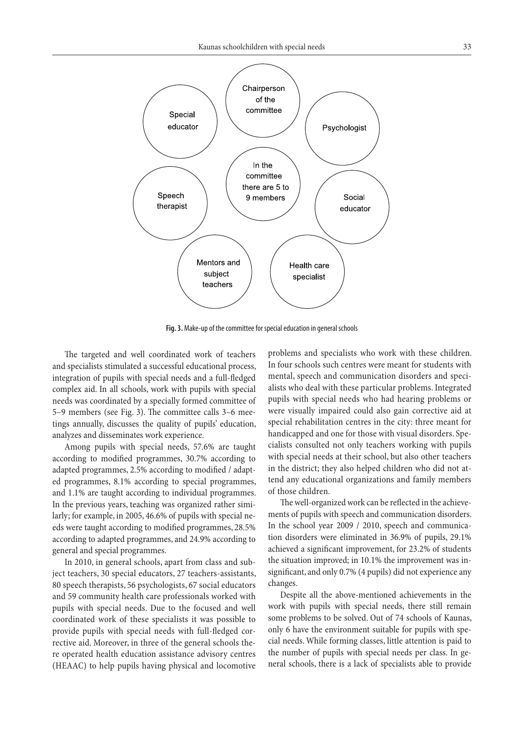**Fig. 3.** Make-up of the committee for special education in general schools

The targeted and well coordinated work of teachers and specialists stimulated a successful educational process, integration of pupils with special needs and a full-fledged complex aid. In all schools, work with pupils with special needs was coordinated by a specially formed committee of 5–9 members (see Fig. 3). The committee calls 3–6 meetings annually, discusses the quality of pupils' education, analyzes and disseminates work experience.

Among pupils with special needs, 57.6% are taught according to modified programmes, 30.7% according to adapted programmes, 2.5% according to modified / adapted programmes, 8.1% according to special programmes, and 1.1% are taught according to individual programmes. In the previous years, teaching was organized rather similarly; for example, in 2005, 46.6% of pupils with special needs were taught according to modified programmes, 28.5% according to adapted programmes, and 24.9% according to general and special programmes.

In 2010, in general schools, apart from class and subject teachers, 30 special educators, 27 teachers-assistants, 80 speech therapists, 56 psychologists, 67 social educators and 59 community health care professionals worked with pupils with special needs. Due to the focused and well coordinated work of these specialists it was possible to provide pupils with special needs with full-fledged corrective aid. Moreover, in three of the general schools there operated health education assistance advisory centres (HEAAC) to help pupils having physical and locomotive problems and specialists who work with these children. In four schools such centres were meant for students with mental, speech and communication disorders and specialists who deal with these particular problems. Integrated pupils with special needs who had hearing problems or were visually impaired could also gain corrective aid at special rehabilitation centres in the city: three meant for handicapped and one for those with visual disorders. Specialists consulted not only teachers working with pupils with special needs at their school, but also other teachers in the district; they also helped children who did not attend any educational organizations and family members of those children.

The well-organized work can be reflected in the achievements of pupils with speech and communication disorders. In the school year 2009 / 2010, speech and communication disorders were eliminated in 36.9% of pupils, 29.1% achieved a significant improvement, for 23.2% of students the situation improved; in 10.1% the improvement was insignificant, and only 0.7% (4 pupils) did not experience any changes.

Despite all the above-mentioned achievements in the work with pupils with special needs, there still remain some problems to be solved. Out of 74 schools of Kaunas, only 6 have the environment suitable for pupils with special needs. While forming classes, little attention is paid to the number of pupils with special needs per class. In general schools, there is a lack of specialists able to provide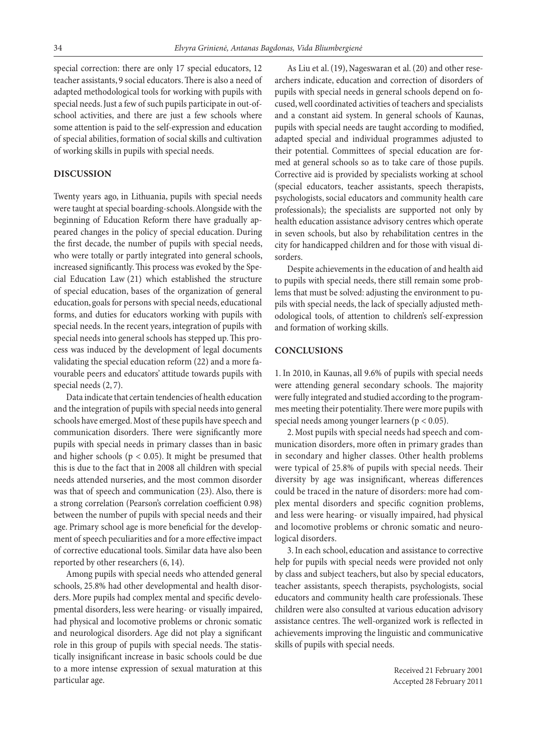special correction: there are only 17 special educators, 12 teacher assistants, 9 social educators. There is also a need of adapted methodological tools for working with pupils with special needs. Just a few of such pupils participate in out-of-school activities, and there are just a few schools where some attention is paid to the self-expression and education of special abilities, formation of social skills and cultivation of working skills in pupils with special needs.

## DISCUSSION

Twenty years ago, in Lithuania, pupils with special needs were taught at special boarding-schools. Alongside with the beginning of Education Reform there have gradually appeared changes in the policy of special education. During the first decade, the number of pupils with special needs, who were totally or partly integrated into general schools, increased significantly. This process was evoked by the Special Education Law (21) which established the structure of special education, bases of the organization of general education, goals for persons with special needs, educational forms, and duties for educators working with pupils with special needs. In the recent years, integration of pupils with special needs into general schools has stepped up. This process was induced by the development of legal documents validating the special education reform (22) and a more favourable peers and educators' attitude towards pupils with special needs (2, 7).

Data indicate that certain tendencies of health education and the integration of pupils with special needs into general schools have emerged. Most of these pupils have speech and communication disorders. There were significantly more pupils with special needs in primary classes than in basic and higher schools ($p < 0.05$). It might be presumed that this is due to the fact that in 2008 all children with special needs attended nurseries, and the most common disorder was that of speech and communication (23). Also, there is a strong correlation (Pearson's correlation coefficient 0.98) between the number of pupils with special needs and their age. Primary school age is more beneficial for the development of speech peculiarities and for a more effective impact of corrective educational tools. Similar data have also been reported by other researchers (6, 14).

Among pupils with special needs who attended general schools, 25.8% had other developmental and health disorders. More pupils had complex mental and specific developmental disorders, less were hearing- or visually impaired, had physical and locomotive problems or chronic somatic and neurological disorders. Age did not play a significant role in this group of pupils with special needs. The statistically insignificant increase in basic schools could be due to a more intense expression of sexual maturation at this particular age.

As Liu et al. (19), Nageswaran et al. (20) and other researchers indicate, education and correction of disorders of pupils with special needs in general schools depend on focused, well coordinated activities of teachers and specialists and a constant aid system. In general schools of Kaunas, pupils with special needs are taught according to modified, adapted special and individual programmes adjusted to their potential. Committees of special education are formed at general schools so as to take care of those pupils. Corrective aid is provided by specialists working at school (special educators, teacher assistants, speech therapists, psychologists, social educators and community health care professionals); the specialists are supported not only by health education assistance advisory centres which operate in seven schools, but also by rehabilitation centres in the city for handicapped children and for those with visual disorders.

Despite achievements in the education of and health aid to pupils with special needs, there still remain some problems that must be solved: adjusting the environment to pupils with special needs, the lack of specially adjusted methodological tools, of attention to children's self-expression and formation of working skills.

## CONCLUSIONS

1. In 2010, in Kaunas, all 9.6% of pupils with special needs were attending general secondary schools. The majority were fully integrated and studied according to the programmes meeting their potentiality. There were more pupils with special needs among younger learners ($p < 0.05$).

2. Most pupils with special needs had speech and communication disorders, more often in primary grades than in secondary and higher classes. Other health problems were typical of 25.8% of pupils with special needs. Their diversity by age was insignificant, whereas differences could be traced in the nature of disorders: more had complex mental disorders and specific cognition problems, and less were hearing- or visually impaired, had physical and locomotive problems or chronic somatic and neurological disorders.

3. In each school, education and assistance to corrective help for pupils with special needs were provided not only by class and subject teachers, but also by special educators, teacher assistants, speech therapists, psychologists, social educators and community health care professionals. These children were also consulted at various education advisory assistance centres. The well-organized work is reflected in achievements improving the linguistic and communicative skills of pupils with special needs.

Received 21 February 2001
Accepted 28 February 2011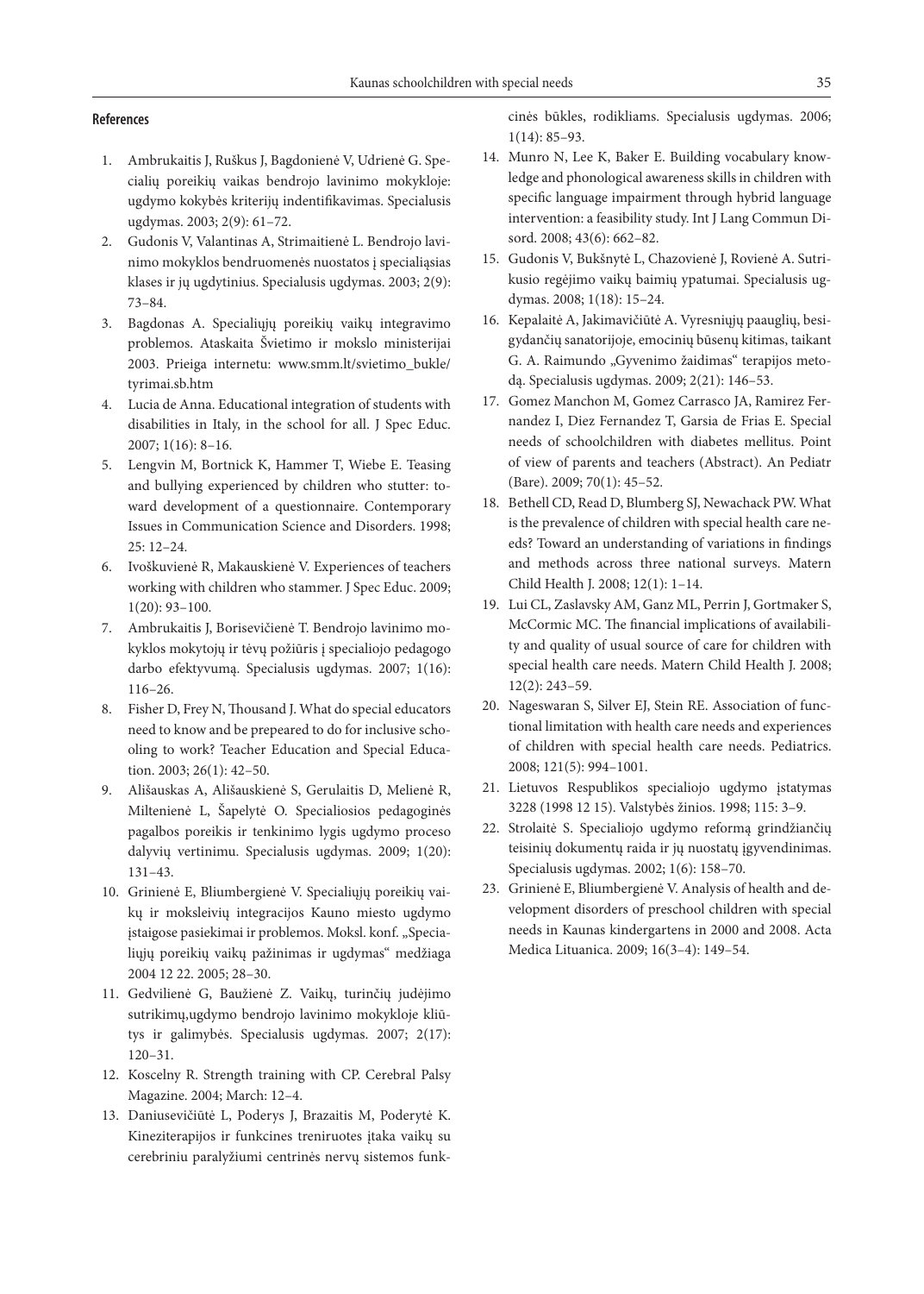### References

1. Ambrukaitis J, Ruškus J, Bagdonienė V, Udrienė G. Specialių poreikių vaikas bendrojo lavinimo mokykloje: ugdymo kokybės kriterijų indentifikavimas. Specialusis ugdymas. 2003; 2(9): 61–72.
2. Gudonis V, Valantinas A, Strimaitienė L. Bendrojo lavinimo mokyklos bendruomenės nuostatos į specialiąsias klases ir jų ugdytinius. Specialusis ugdymas. 2003; 2(9): 73–84.
3. Bagdonas A. Specialiųjų poreikių vaikų integravimo problemos. Ataskaita Švietimo ir mokslo ministerijai 2003. Prieiga internetu: www.smm.lt/svietimo_bukle/tyrimai.sb.htm
4. Lucia de Anna. Educational integration of students with disabilities in Italy, in the school for all. J Spec Educ. 2007; 1(16): 8–16.
5. Lengvin M, Bortnick K, Hammer T, Wiebe E. Teasing and bullying experienced by children who stutter: toward development of a questionnaire. Contemporary Issues in Communication Science and Disorders. 1998; 25: 12–24.
6. Ivoškuvienė R, Makauskienė V. Experiences of teachers working with children who stammer. J Spec Educ. 2009; 1(20): 93–100.
7. Ambrukaitis J, Borisevičienė T. Bendrojo lavinimo mokyklos mokytojų ir tėvų požiūris į specialiojo pedagogo darbo efektyvumą. Specialusis ugdymas. 2007; 1(16): 116–26.
8. Fisher D, Frey N, Thousand J. What do special educators need to know and be prepeared to do for inclusive schooling to work? Teacher Education and Special Education. 2003; 26(1): 42–50.
9. Ališauskas A, Ališauskienė S, Gerulaitis D, Melienė R, Miltenienė L, Šapelytė O. Specialiosios pedagoginės pagalbos poreikis ir tenkinimo lygis ugdymo proceso dalyvių vertinimu. Specialusis ugdymas. 2009; 1(20): 131–43.
10. Grinienė E, Bliumbergienė V. Specialiųjų poreikių vaikų ir moksleivių integracijos Kauno miesto ugdymo įstaigose pasiekimai ir problemos. Moksl. konf. „Specialiųjų poreikių vaikų pažinimas ir ugdymas" medžiaga 2004 12 22. 2005; 28–30.
11. Gedvilienė G, Baužienė Z. Vaikų, turinčių judėjimo sutrikimų,ugdymo bendrojo lavinimo mokykloje kliūtys ir galimybės. Specialusis ugdymas. 2007; 2(17): 120–31.
12. Koscelny R. Strength training with CP. Cerebral Palsy Magazine. 2004; March: 12–4.
13. Daniusevičiūtė L, Poderys J, Brazaitis M, Poderytė K. Kineziterapijos ir funkcines treniruotes įtaka vaikų su cerebriniu paralyžiumi centrinės nervų sistemos funkcinės būkles, rodikliams. Specialusis ugdymas. 2006; 1(14): 85–93.
14. Munro N, Lee K, Baker E. Building vocabulary knowledge and phonological awareness skills in children with specific language impairment through hybrid language intervention: a feasibility study. Int J Lang Commun Disord. 2008; 43(6): 662–82.
15. Gudonis V, Bukšnytė L, Chazovienė J, Rovienė A. Sutrikusio regėjimo vaikų baimių ypatumai. Specialusis ugdymas. 2008; 1(18): 15–24.
16. Kepalaitė A, Jakimavičiūtė A. Vyresniųjų paauglių, besigydančių sanatorijoje, emocinių būsenų kitimas, taikant G. A. Raimundo „Gyvenimo žaidimas" terapijos metodą. Specialusis ugdymas. 2009; 2(21): 146–53.
17. Gomez Manchon M, Gomez Carrasco JA, Ramirez Fernandez I, Diez Fernandez T, Garsia de Frias E. Special needs of schoolchildren with diabetes mellitus. Point of view of parents and teachers (Abstract). An Pediatr (Bare). 2009; 70(1): 45–52.
18. Bethell CD, Read D, Blumberg SJ, Newachack PW. What is the prevalence of children with special health care needs? Toward an understanding of variations in findings and methods across three national surveys. Matern Child Health J. 2008; 12(1): 1–14.
19. Lui CL, Zaslavsky AM, Ganz ML, Perrin J, Gortmaker S, McCormic MC. The financial implications of availability and quality of usual source of care for children with special health care needs. Matern Child Health J. 2008; 12(2): 243–59.
20. Nageswaran S, Silver EJ, Stein RE. Association of functional limitation with health care needs and experiences of children with special health care needs. Pediatrics. 2008; 121(5): 994–1001.
21. Lietuvos Respublikos specialiojo ugdymo įstatymas 3228 (1998 12 15). Valstybės žinios. 1998; 115: 3–9.
22. Strolaitė S. Specialiojo ugdymo reformą grindžiančių teisinių dokumentų raida ir jų nuostatų įgyvendinimas. Specialusis ugdymas. 2002; 1(6): 158–70.
23. Grinienė E, Bliumbergienė V. Analysis of health and development disorders of preschool children with special needs in Kaunas kindergartens in 2000 and 2008. Acta Medica Lituanica. 2009; 16(3–4): 149–54.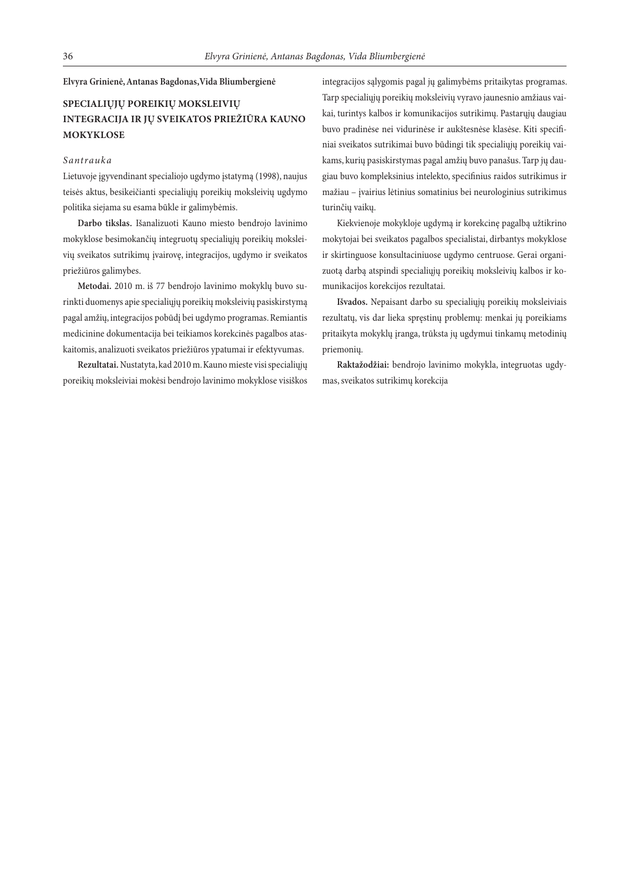**Elvyra Grinienė, Antanas Bagdonas, Vida Bliumbergienė**

## SPECIALIŲJŲ POREIKIŲ MOKSLEIVIŲ INTEGRACIJA IR JŲ SVEIKATOS PRIEŽIŪRA KAUNO MOKYKLOSE

*Santrauka*

Lietuvoje įgyvendinant specialiojo ugdymo įstatymą (1998), naujus teisės aktus, besikeičianti specialiųjų poreikių moksleivių ugdymo politika siejama su esama būkle ir galimybėmis.

**Darbo tikslas.** Išanalizuoti Kauno miesto bendrojo lavinimo mokyklose besimokančių integruotų specialiųjų poreikių moksleivių sveikatos sutrikimų įvairovę, integracijos, ugdymo ir sveikatos priežiūros galimybes.

**Metodai.** 2010 m. iš 77 bendrojo lavinimo mokyklų buvo surinkti duomenys apie specialiųjų poreikių moksleivių pasiskirstymą pagal amžių, integracijos pobūdį bei ugdymo programas. Remiantis medicinine dokumentacija bei teikiamos korekcinės pagalbos ataskaitomis, analizuoti sveikatos priežiūros ypatumai ir efektyvumas.

**Rezultatai.** Nustatyta, kad 2010 m. Kauno mieste visi specialiųjų poreikių moksleiviai mokėsi bendrojo lavinimo mokyklose visiškos integracijos sąlygomis pagal jų galimybėms pritaikytas programas. Tarp specialiųjų poreikių moksleivių vyravo jaunesnio amžiaus vaikai, turintys kalbos ir komunikacijos sutrikimų. Pastarųjų daugiau buvo pradinėse nei vidurinėse ir aukštesnėse klasėse. Kiti specifiniai sveikatos sutrikimai buvo būdingi tik specialiųjų poreikių vaikams, kurių pasiskirstymas pagal amžių buvo panašus. Tarp jų daugiau buvo kompleksinius intelekto, specifinius raidos sutrikimus ir mažiau – įvairius lėtinius somatinius bei neurologinius sutrikimus turinčių vaikų.

Kiekvienoje mokykloje ugdymą ir korekcinę pagalbą užtikrino mokytojai bei sveikatos pagalbos specialistai, dirbantys mokyklose ir skirtinguose konsultaciniuose ugdymo centruose. Gerai organizuotą darbą atspindi specialiųjų poreikių moksleivių kalbos ir komunikacijos korekcijos rezultatai.

**Išvados.** Nepaisant darbo su specialiųjų poreikių moksleiviais rezultatų, vis dar lieka spręstinų problemų: menkai jų poreikiams pritaikyta mokyklų įranga, trūksta jų ugdymui tinkamų metodinių priemonių.

**Raktažodžiai:** bendrojo lavinimo mokykla, integruotas ugdymas, sveikatos sutrikimų korekcija